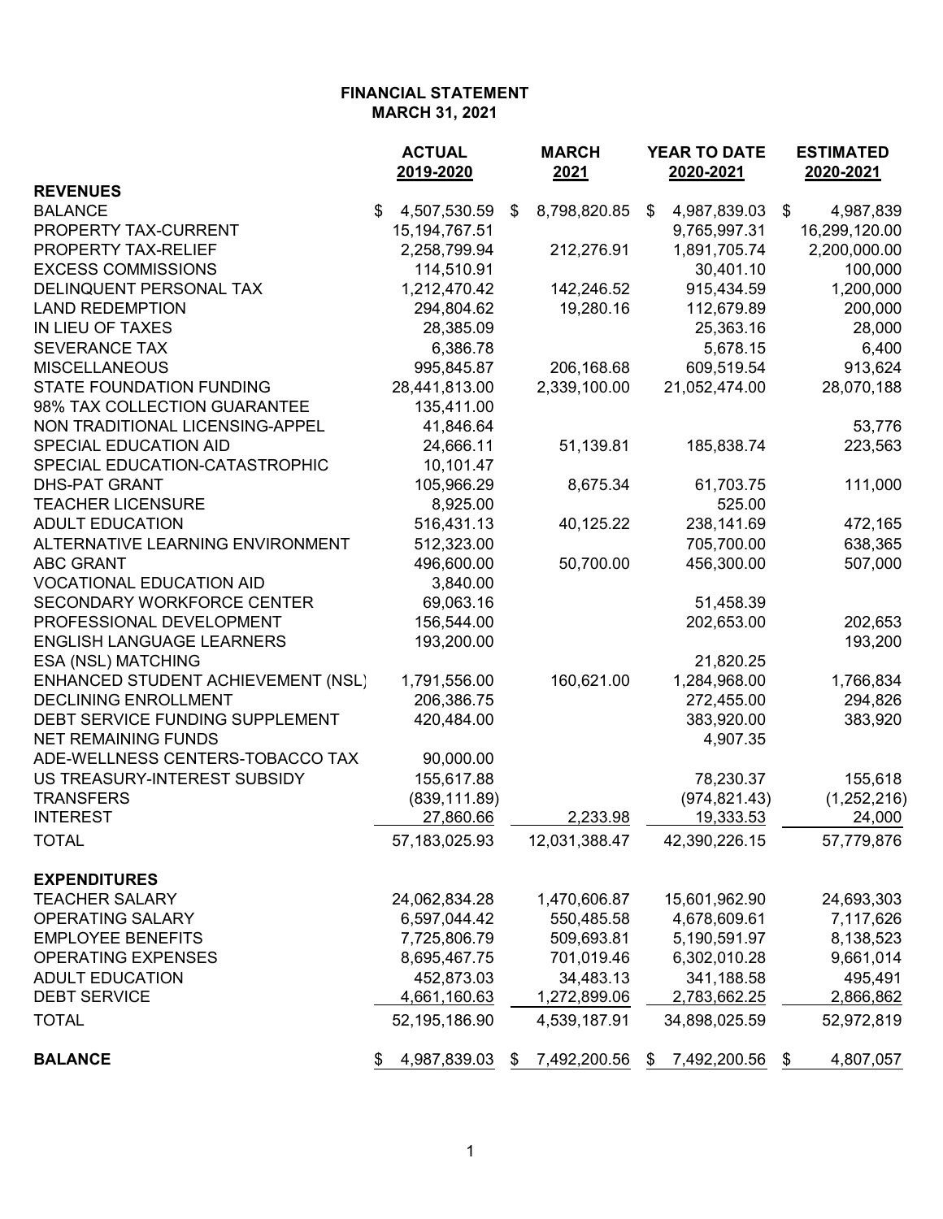**FINANCIAL STATEMENT**
**MARCH 31, 2021**

| | ACTUAL 2019-2020 | MARCH 2021 | YEAR TO DATE 2020-2021 | ESTIMATED 2020-2021 |
|---|---|---|---|---|
| **REVENUES** | | | | |
| BALANCE | $ 4,507,530.59 | $ 8,798,820.85 | $ 4,987,839.03 | $ 4,987,839 |
| PROPERTY TAX-CURRENT | 15,194,767.51 | | 9,765,997.31 | 16,299,120.00 |
| PROPERTY TAX-RELIEF | 2,258,799.94 | 212,276.91 | 1,891,705.74 | 2,200,000.00 |
| EXCESS COMMISSIONS | 114,510.91 | | 30,401.10 | 100,000 |
| DELINQUENT PERSONAL TAX | 1,212,470.42 | 142,246.52 | 915,434.59 | 1,200,000 |
| LAND REDEMPTION | 294,804.62 | 19,280.16 | 112,679.89 | 200,000 |
| IN LIEU OF TAXES | 28,385.09 | | 25,363.16 | 28,000 |
| SEVERANCE TAX | 6,386.78 | | 5,678.15 | 6,400 |
| MISCELLANEOUS | 995,845.87 | 206,168.68 | 609,519.54 | 913,624 |
| STATE FOUNDATION FUNDING | 28,441,813.00 | 2,339,100.00 | 21,052,474.00 | 28,070,188 |
| 98% TAX COLLECTION GUARANTEE | 135,411.00 | | | |
| NON TRADITIONAL LICENSING-APPEL | 41,846.64 | | | 53,776 |
| SPECIAL EDUCATION AID | 24,666.11 | 51,139.81 | 185,838.74 | 223,563 |
| SPECIAL EDUCATION-CATASTROPHIC | 10,101.47 | | | |
| DHS-PAT GRANT | 105,966.29 | 8,675.34 | 61,703.75 | 111,000 |
| TEACHER LICENSURE | 8,925.00 | | 525.00 | |
| ADULT EDUCATION | 516,431.13 | 40,125.22 | 238,141.69 | 472,165 |
| ALTERNATIVE LEARNING ENVIRONMENT | 512,323.00 | | 705,700.00 | 638,365 |
| ABC GRANT | 496,600.00 | 50,700.00 | 456,300.00 | 507,000 |
| VOCATIONAL EDUCATION AID | 3,840.00 | | | |
| SECONDARY WORKFORCE CENTER | 69,063.16 | | 51,458.39 | |
| PROFESSIONAL DEVELOPMENT | 156,544.00 | | 202,653.00 | 202,653 |
| ENGLISH LANGUAGE LEARNERS | 193,200.00 | | | 193,200 |
| ESA (NSL) MATCHING | | | 21,820.25 | |
| ENHANCED STUDENT ACHIEVEMENT (NSL) | 1,791,556.00 | 160,621.00 | 1,284,968.00 | 1,766,834 |
| DECLINING ENROLLMENT | 206,386.75 | | 272,455.00 | 294,826 |
| DEBT SERVICE FUNDING SUPPLEMENT | 420,484.00 | | 383,920.00 | 383,920 |
| NET REMAINING FUNDS | | | 4,907.35 | |
| ADE-WELLNESS CENTERS-TOBACCO TAX | 90,000.00 | | | |
| US TREASURY-INTEREST SUBSIDY | 155,617.88 | | 78,230.37 | 155,618 |
| TRANSFERS | (839,111.89) | | (974,821.43) | (1,252,216) |
| INTEREST | 27,860.66 | 2,233.98 | 19,333.53 | 24,000 |
| TOTAL | 57,183,025.93 | 12,031,388.47 | 42,390,226.15 | 57,779,876 |
| **EXPENDITURES** | | | | |
| TEACHER SALARY | 24,062,834.28 | 1,470,606.87 | 15,601,962.90 | 24,693,303 |
| OPERATING SALARY | 6,597,044.42 | 550,485.58 | 4,678,609.61 | 7,117,626 |
| EMPLOYEE BENEFITS | 7,725,806.79 | 509,693.81 | 5,190,591.97 | 8,138,523 |
| OPERATING EXPENSES | 8,695,467.75 | 701,019.46 | 6,302,010.28 | 9,661,014 |
| ADULT EDUCATION | 452,873.03 | 34,483.13 | 341,188.58 | 495,491 |
| DEBT SERVICE | 4,661,160.63 | 1,272,899.06 | 2,783,662.25 | 2,866,862 |
| TOTAL | 52,195,186.90 | 4,539,187.91 | 34,898,025.59 | 52,972,819 |
| **BALANCE** | $ 4,987,839.03 | $ 7,492,200.56 | $ 7,492,200.56 | $ 4,807,057 |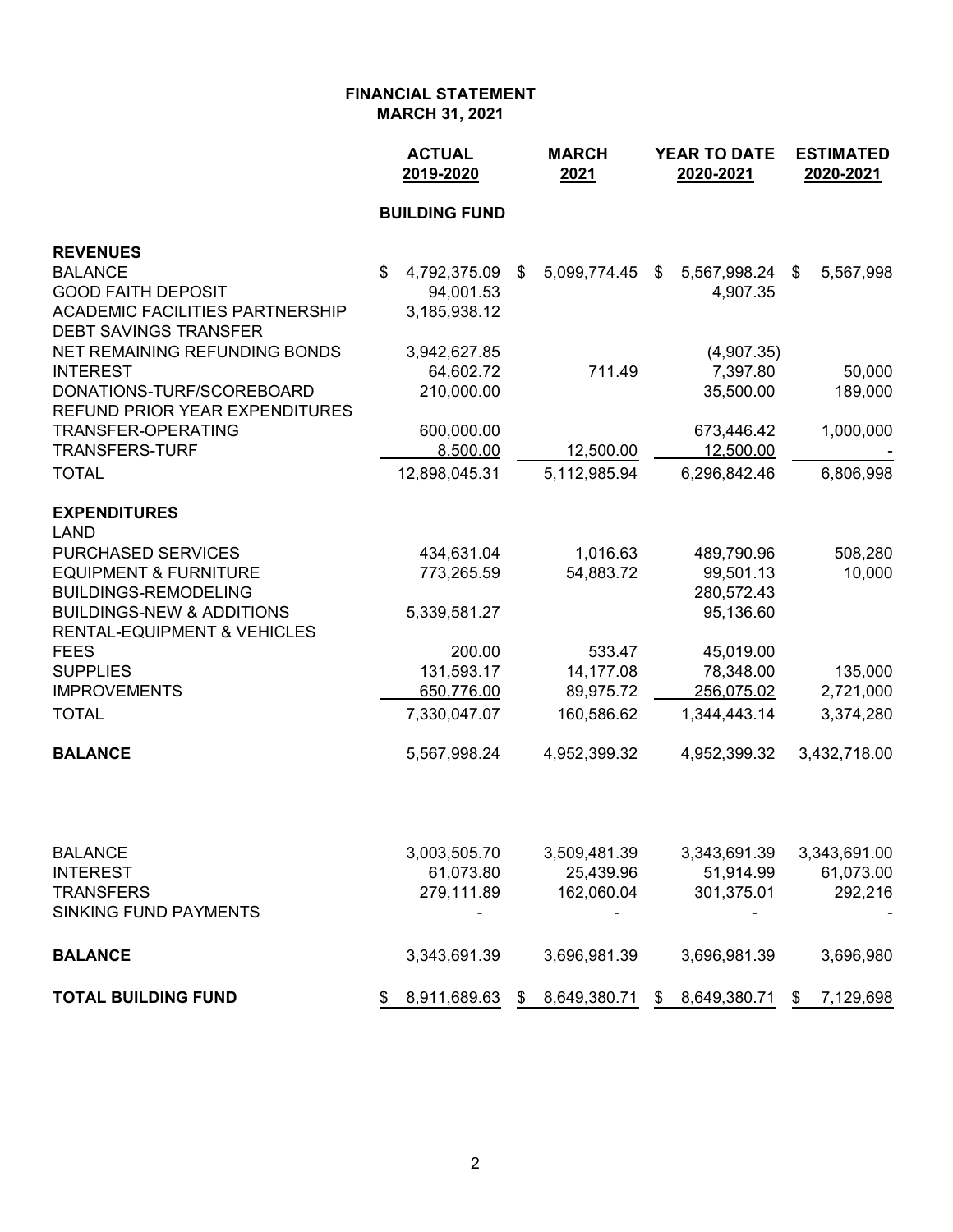# FINANCIAL STATEMENT
## MARCH 31, 2021

| | ACTUAL 2019-2020 | MARCH 2021 | YEAR TO DATE 2020-2021 | ESTIMATED 2020-2021 |
|---|---|---|---|---|
| | **BUILDING FUND** | | | |
| **REVENUES** | | | | |
| BALANCE | $ 4,792,375.09 | $ 5,099,774.45 | $ 5,567,998.24 | $ 5,567,998 |
| GOOD FAITH DEPOSIT | 94,001.53 | | 4,907.35 | |
| ACADEMIC FACILITIES PARTNERSHIP | 3,185,938.12 | | | |
| DEBT SAVINGS TRANSFER | | | | |
| NET REMAINING REFUNDING BONDS | 3,942,627.85 | | (4,907.35) | |
| INTEREST | 64,602.72 | 711.49 | 7,397.80 | 50,000 |
| DONATIONS-TURF/SCOREBOARD | 210,000.00 | | 35,500.00 | 189,000 |
| REFUND PRIOR YEAR EXPENDITURES | | | | |
| TRANSFER-OPERATING | 600,000.00 | | 673,446.42 | 1,000,000 |
| TRANSFERS-TURF | 8,500.00 | 12,500.00 | 12,500.00 | - |
| TOTAL | 12,898,045.31 | 5,112,985.94 | 6,296,842.46 | 6,806,998 |
| **EXPENDITURES** | | | | |
| LAND | | | | |
| PURCHASED SERVICES | 434,631.04 | 1,016.63 | 489,790.96 | 508,280 |
| EQUIPMENT & FURNITURE | 773,265.59 | 54,883.72 | 99,501.13 | 10,000 |
| BUILDINGS-REMODELING | | | 280,572.43 | |
| BUILDINGS-NEW & ADDITIONS | 5,339,581.27 | | 95,136.60 | |
| RENTAL-EQUIPMENT & VEHICLES | | | | |
| FEES | 200.00 | 533.47 | 45,019.00 | |
| SUPPLIES | 131,593.17 | 14,177.08 | 78,348.00 | 135,000 |
| IMPROVEMENTS | 650,776.00 | 89,975.72 | 256,075.02 | 2,721,000 |
| TOTAL | 7,330,047.07 | 160,586.62 | 1,344,443.14 | 3,374,280 |
| **BALANCE** | 5,567,998.24 | 4,952,399.32 | 4,952,399.32 | 3,432,718.00 |
| | | | | |
| BALANCE | 3,003,505.70 | 3,509,481.39 | 3,343,691.39 | 3,343,691.00 |
| INTEREST | 61,073.80 | 25,439.96 | 51,914.99 | 61,073.00 |
| TRANSFERS | 279,111.89 | 162,060.04 | 301,375.01 | 292,216 |
| SINKING FUND PAYMENTS | - | - | - | - |
| **BALANCE** | 3,343,691.39 | 3,696,981.39 | 3,696,981.39 | 3,696,980 |
| **TOTAL BUILDING FUND** | $ 8,911,689.63 | $ 8,649,380.71 | $ 8,649,380.71 | $ 7,129,698 |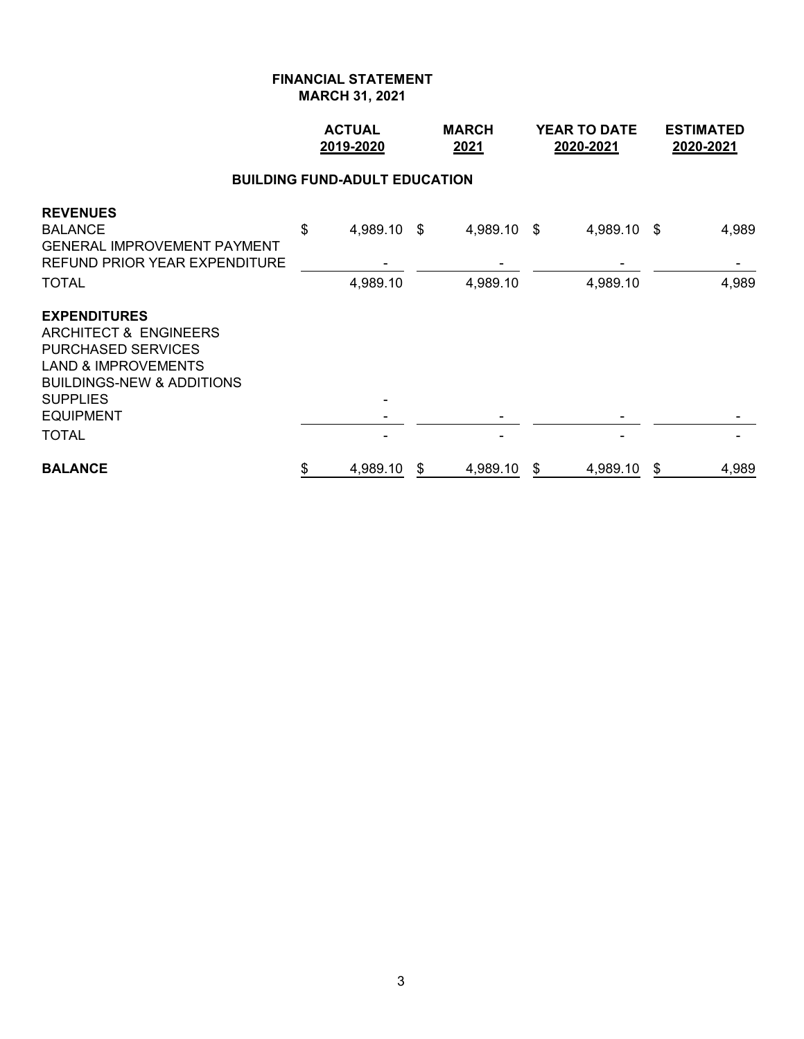# FINANCIAL STATEMENT
## MARCH 31, 2021

| | ACTUAL 2019-2020 | MARCH 2021 | YEAR TO DATE 2020-2021 | ESTIMATED 2020-2021 |
|---|---|---|---|---|
| **BUILDING FUND-ADULT EDUCATION** | | | | |
| **REVENUES** | | | | |
| BALANCE | $ 4,989.10 | $ 4,989.10 | $ 4,989.10 | $ 4,989 |
| GENERAL IMPROVEMENT PAYMENT | | | | |
| REFUND PRIOR YEAR EXPENDITURE | - | - | - | - |
| TOTAL | 4,989.10 | 4,989.10 | 4,989.10 | 4,989 |
| **EXPENDITURES** | | | | |
| ARCHITECT & ENGINEERS | | | | |
| PURCHASED SERVICES | | | | |
| LAND & IMPROVEMENTS | | | | |
| BUILDINGS-NEW & ADDITIONS | | | | |
| SUPPLIES | - | | | |
| EQUIPMENT | - | - | - | - |
| TOTAL | - | - | - | - |
| **BALANCE** | $ 4,989.10 | $ 4,989.10 | $ 4,989.10 | $ 4,989 |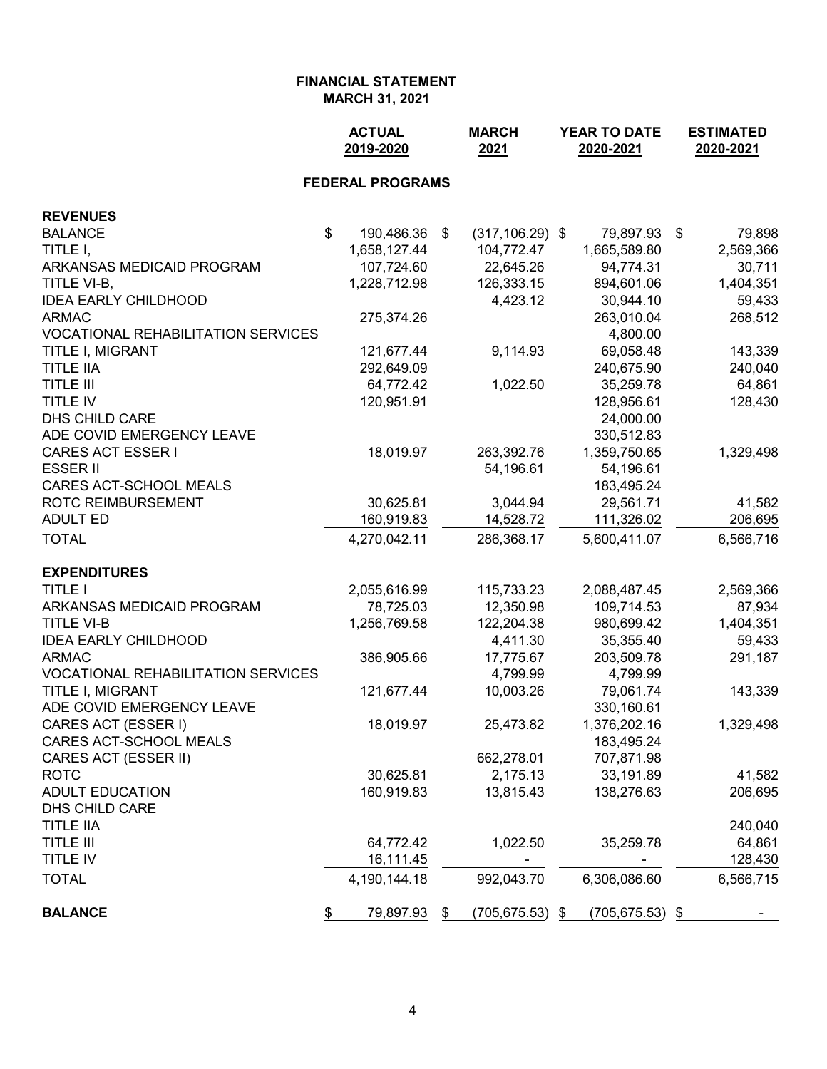**FINANCIAL STATEMENT**
**MARCH 31, 2021**

| | ACTUAL 2019-2020 | MARCH 2021 | YEAR TO DATE 2020-2021 | ESTIMATED 2020-2021 |
|---|---|---|---|---|
| **FEDERAL PROGRAMS** | | | | |
| **REVENUES** | | | | |
| BALANCE | $ 190,486.36 | $ (317,106.29) | $ 79,897.93 | $ 79,898 |
| TITLE I, | 1,658,127.44 | 104,772.47 | 1,665,589.80 | 2,569,366 |
| ARKANSAS MEDICAID PROGRAM | 107,724.60 | 22,645.26 | 94,774.31 | 30,711 |
| TITLE VI-B, | 1,228,712.98 | 126,333.15 | 894,601.06 | 1,404,351 |
| IDEA EARLY CHILDHOOD | | 4,423.12 | 30,944.10 | 59,433 |
| ARMAC | 275,374.26 | | 263,010.04 | 268,512 |
| VOCATIONAL REHABILITATION SERVICES | | | 4,800.00 | |
| TITLE I, MIGRANT | 121,677.44 | 9,114.93 | 69,058.48 | 143,339 |
| TITLE IIA | 292,649.09 | | 240,675.90 | 240,040 |
| TITLE III | 64,772.42 | 1,022.50 | 35,259.78 | 64,861 |
| TITLE IV | 120,951.91 | | 128,956.61 | 128,430 |
| DHS CHILD CARE | | | 24,000.00 | |
| ADE COVID EMERGENCY LEAVE | | | 330,512.83 | |
| CARES ACT ESSER I | 18,019.97 | 263,392.76 | 1,359,750.65 | 1,329,498 |
| ESSER II | | 54,196.61 | 54,196.61 | |
| CARES ACT-SCHOOL MEALS | | | 183,495.24 | |
| ROTC REIMBURSEMENT | 30,625.81 | 3,044.94 | 29,561.71 | 41,582 |
| ADULT ED | 160,919.83 | 14,528.72 | 111,326.02 | 206,695 |
| TOTAL | 4,270,042.11 | 286,368.17 | 5,600,411.07 | 6,566,716 |
| **EXPENDITURES** | | | | |
| TITLE I | 2,055,616.99 | 115,733.23 | 2,088,487.45 | 2,569,366 |
| ARKANSAS MEDICAID PROGRAM | 78,725.03 | 12,350.98 | 109,714.53 | 87,934 |
| TITLE VI-B | 1,256,769.58 | 122,204.38 | 980,699.42 | 1,404,351 |
| IDEA EARLY CHILDHOOD | | 4,411.30 | 35,355.40 | 59,433 |
| ARMAC | 386,905.66 | 17,775.67 | 203,509.78 | 291,187 |
| VOCATIONAL REHABILITATION SERVICES | | 4,799.99 | 4,799.99 | |
| TITLE I, MIGRANT | 121,677.44 | 10,003.26 | 79,061.74 | 143,339 |
| ADE COVID EMERGENCY LEAVE | | | 330,160.61 | |
| CARES ACT (ESSER I) | 18,019.97 | 25,473.82 | 1,376,202.16 | 1,329,498 |
| CARES ACT-SCHOOL MEALS | | | 183,495.24 | |
| CARES ACT (ESSER II) | | 662,278.01 | 707,871.98 | |
| ROTC | 30,625.81 | 2,175.13 | 33,191.89 | 41,582 |
| ADULT EDUCATION | 160,919.83 | 13,815.43 | 138,276.63 | 206,695 |
| DHS CHILD CARE | | | | |
| TITLE IIA | | | | 240,040 |
| TITLE III | 64,772.42 | 1,022.50 | 35,259.78 | 64,861 |
| TITLE IV | 16,111.45 | - | - | 128,430 |
| TOTAL | 4,190,144.18 | 992,043.70 | 6,306,086.60 | 6,566,715 |
| **BALANCE** | $ 79,897.93 | $ (705,675.53) | $ (705,675.53) | $ - |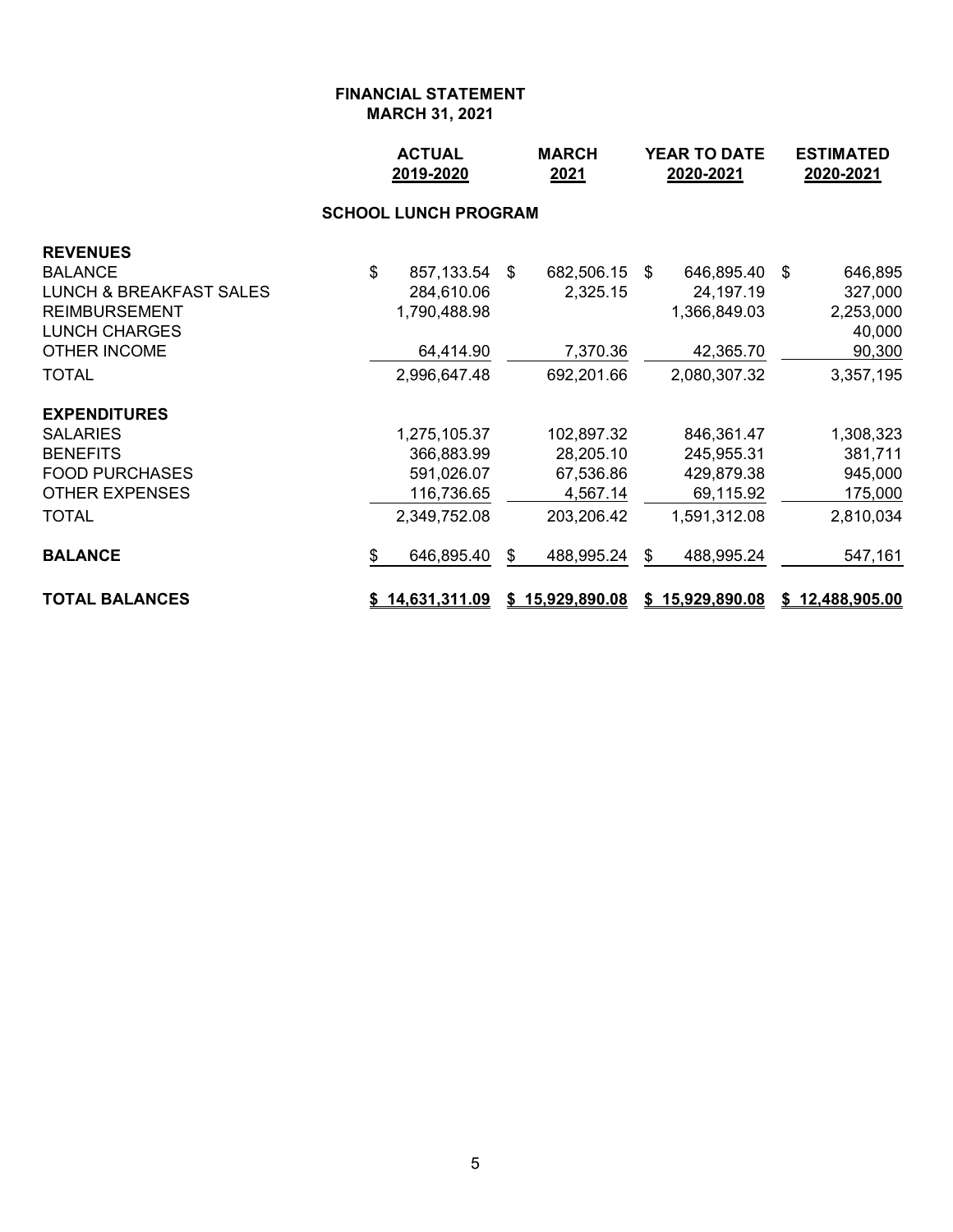**FINANCIAL STATEMENT**
**MARCH 31, 2021**

| | ACTUAL 2019-2020 | MARCH 2021 | YEAR TO DATE 2020-2021 | ESTIMATED 2020-2021 |
|---|---|---|---|---|
| **SCHOOL LUNCH PROGRAM** | | | | |
| **REVENUES** | | | | |
| BALANCE | $ 857,133.54 | $ 682,506.15 | $ 646,895.40 | $ 646,895 |
| LUNCH & BREAKFAST SALES | 284,610.06 | 2,325.15 | 24,197.19 | 327,000 |
| REIMBURSEMENT | 1,790,488.98 | | 1,366,849.03 | 2,253,000 |
| LUNCH CHARGES | | | | 40,000 |
| OTHER INCOME | 64,414.90 | 7,370.36 | 42,365.70 | 90,300 |
| TOTAL | 2,996,647.48 | 692,201.66 | 2,080,307.32 | 3,357,195 |
| **EXPENDITURES** | | | | |
| SALARIES | 1,275,105.37 | 102,897.32 | 846,361.47 | 1,308,323 |
| BENEFITS | 366,883.99 | 28,205.10 | 245,955.31 | 381,711 |
| FOOD PURCHASES | 591,026.07 | 67,536.86 | 429,879.38 | 945,000 |
| OTHER EXPENSES | 116,736.65 | 4,567.14 | 69,115.92 | 175,000 |
| TOTAL | 2,349,752.08 | 203,206.42 | 1,591,312.08 | 2,810,034 |
| **BALANCE** | $ 646,895.40 | $ 488,995.24 | $ 488,995.24 | 547,161 |
| **TOTAL BALANCES** | **$ 14,631,311.09** | **$ 15,929,890.08** | **$ 15,929,890.08** | **$ 12,488,905.00** |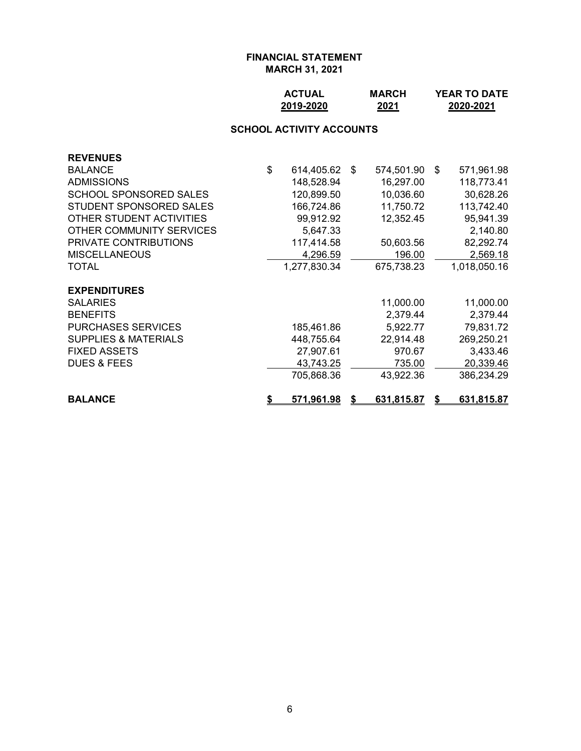**FINANCIAL STATEMENT**
**MARCH 31, 2021**

**SCHOOL ACTIVITY ACCOUNTS**

| | ACTUAL 2019-2020 | MARCH 2021 | YEAR TO DATE 2020-2021 |
|---|---|---|---|
| **REVENUES** | | | |
| BALANCE | $ 614,405.62 | $ 574,501.90 | $ 571,961.98 |
| ADMISSIONS | 148,528.94 | 16,297.00 | 118,773.41 |
| SCHOOL SPONSORED SALES | 120,899.50 | 10,036.60 | 30,628.26 |
| STUDENT SPONSORED SALES | 166,724.86 | 11,750.72 | 113,742.40 |
| OTHER STUDENT ACTIVITIES | 99,912.92 | 12,352.45 | 95,941.39 |
| OTHER COMMUNITY SERVICES | 5,647.33 | | 2,140.80 |
| PRIVATE CONTRIBUTIONS | 117,414.58 | 50,603.56 | 82,292.74 |
| MISCELLANEOUS | 4,296.59 | 196.00 | 2,569.18 |
| TOTAL | 1,277,830.34 | 675,738.23 | 1,018,050.16 |
| **EXPENDITURES** | | | |
| SALARIES | | 11,000.00 | 11,000.00 |
| BENEFITS | | 2,379.44 | 2,379.44 |
| PURCHASES SERVICES | 185,461.86 | 5,922.77 | 79,831.72 |
| SUPPLIES & MATERIALS | 448,755.64 | 22,914.48 | 269,250.21 |
| FIXED ASSETS | 27,907.61 | 970.67 | 3,433.46 |
| DUES & FEES | 43,743.25 | 735.00 | 20,339.46 |
| | 705,868.36 | 43,922.36 | 386,234.29 |
| **BALANCE** | **$ 571,961.98** | **$ 631,815.87** | **$ 631,815.87** |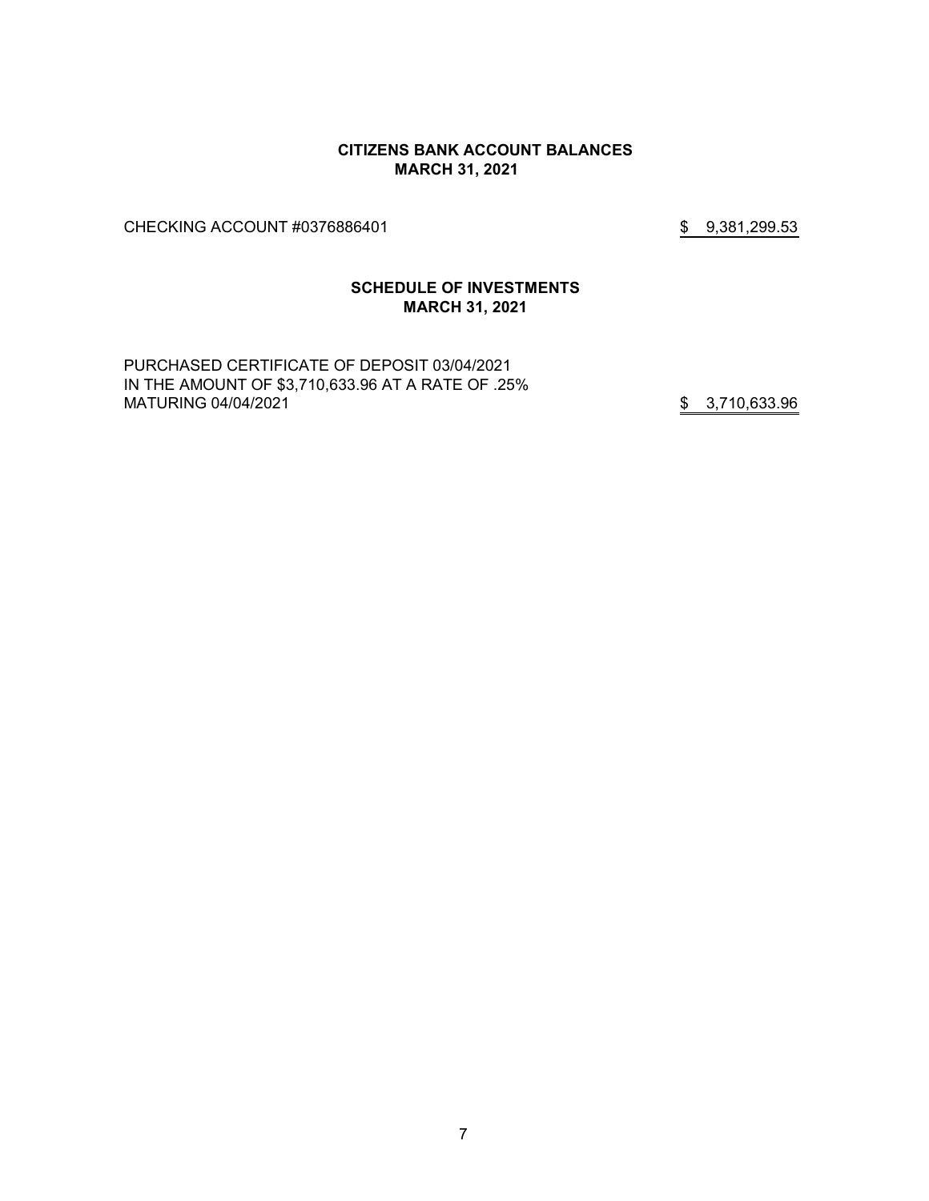## CITIZENS BANK ACCOUNT BALANCES
## MARCH 31, 2021

| | |
|---|---|
| CHECKING ACCOUNT #0376886401 | $ 9,381,299.53 |

## SCHEDULE OF INVESTMENTS
## MARCH 31, 2021

| | |
|---|---|
| PURCHASED CERTIFICATE OF DEPOSIT 03/04/2021 IN THE AMOUNT OF $3,710,633.96 AT A RATE OF .25% MATURING 04/04/2021 | $ 3,710,633.96 |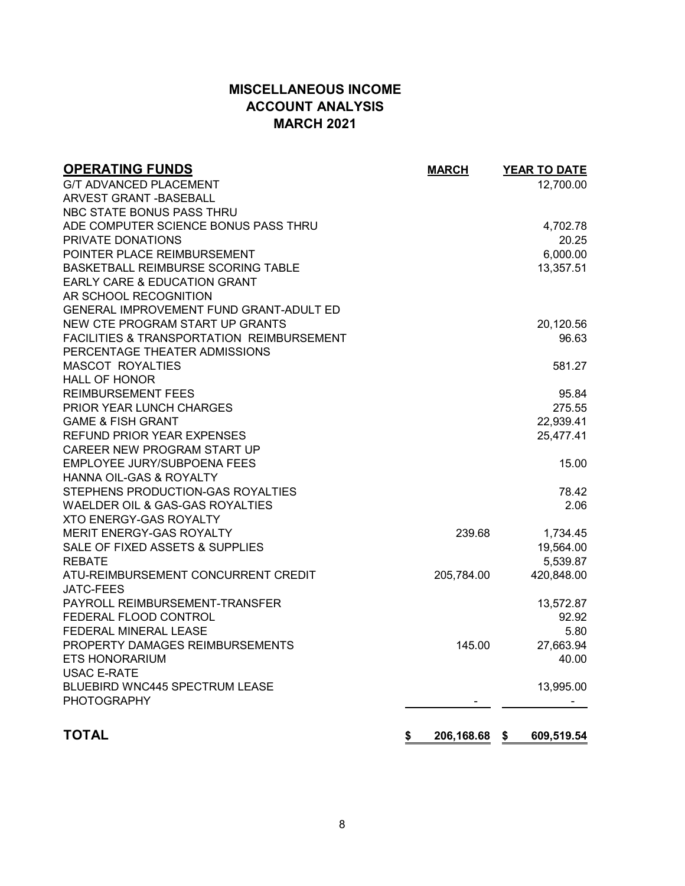# MISCELLANEOUS INCOME
## ACCOUNT ANALYSIS
## MARCH 2021

| OPERATING FUNDS | MARCH | YEAR TO DATE |
|---|---|---|
| G/T ADVANCED PLACEMENT | | 12,700.00 |
| ARVEST GRANT -BASEBALL | | |
| NBC STATE BONUS PASS THRU | | |
| ADE COMPUTER SCIENCE BONUS PASS THRU | | 4,702.78 |
| PRIVATE DONATIONS | | 20.25 |
| POINTER PLACE REIMBURSEMENT | | 6,000.00 |
| BASKETBALL REIMBURSE SCORING TABLE | | 13,357.51 |
| EARLY CARE & EDUCATION GRANT | | |
| AR SCHOOL RECOGNITION | | |
| GENERAL IMPROVEMENT FUND GRANT-ADULT ED | | |
| NEW CTE PROGRAM START UP GRANTS | | 20,120.56 |
| FACILITIES & TRANSPORTATION REIMBURSEMENT | | 96.63 |
| PERCENTAGE THEATER ADMISSIONS | | |
| MASCOT ROYALTIES | | 581.27 |
| HALL OF HONOR | | |
| REIMBURSEMENT FEES | | 95.84 |
| PRIOR YEAR LUNCH CHARGES | | 275.55 |
| GAME & FISH GRANT | | 22,939.41 |
| REFUND PRIOR YEAR EXPENSES | | 25,477.41 |
| CAREER NEW PROGRAM START UP | | |
| EMPLOYEE JURY/SUBPOENA FEES | | 15.00 |
| HANNA OIL-GAS & ROYALTY | | |
| STEPHENS PRODUCTION-GAS ROYALTIES | | 78.42 |
| WAELDER OIL & GAS-GAS ROYALTIES | | 2.06 |
| XTO ENERGY-GAS ROYALTY | | |
| MERIT ENERGY-GAS ROYALTY | 239.68 | 1,734.45 |
| SALE OF FIXED ASSETS & SUPPLIES | | 19,564.00 |
| REBATE | | 5,539.87 |
| ATU-REIMBURSEMENT CONCURRENT CREDIT | 205,784.00 | 420,848.00 |
| JATC-FEES | | |
| PAYROLL REIMBURSEMENT-TRANSFER | | 13,572.87 |
| FEDERAL FLOOD CONTROL | | 92.92 |
| FEDERAL MINERAL LEASE | | 5.80 |
| PROPERTY DAMAGES REIMBURSEMENTS | 145.00 | 27,663.94 |
| ETS HONORARIUM | | 40.00 |
| USAC E-RATE | | |
| BLUEBIRD WNC445 SPECTRUM LEASE | | 13,995.00 |
| PHOTOGRAPHY | - | - |
| **TOTAL** | **$ 206,168.68** | **$ 609,519.54** |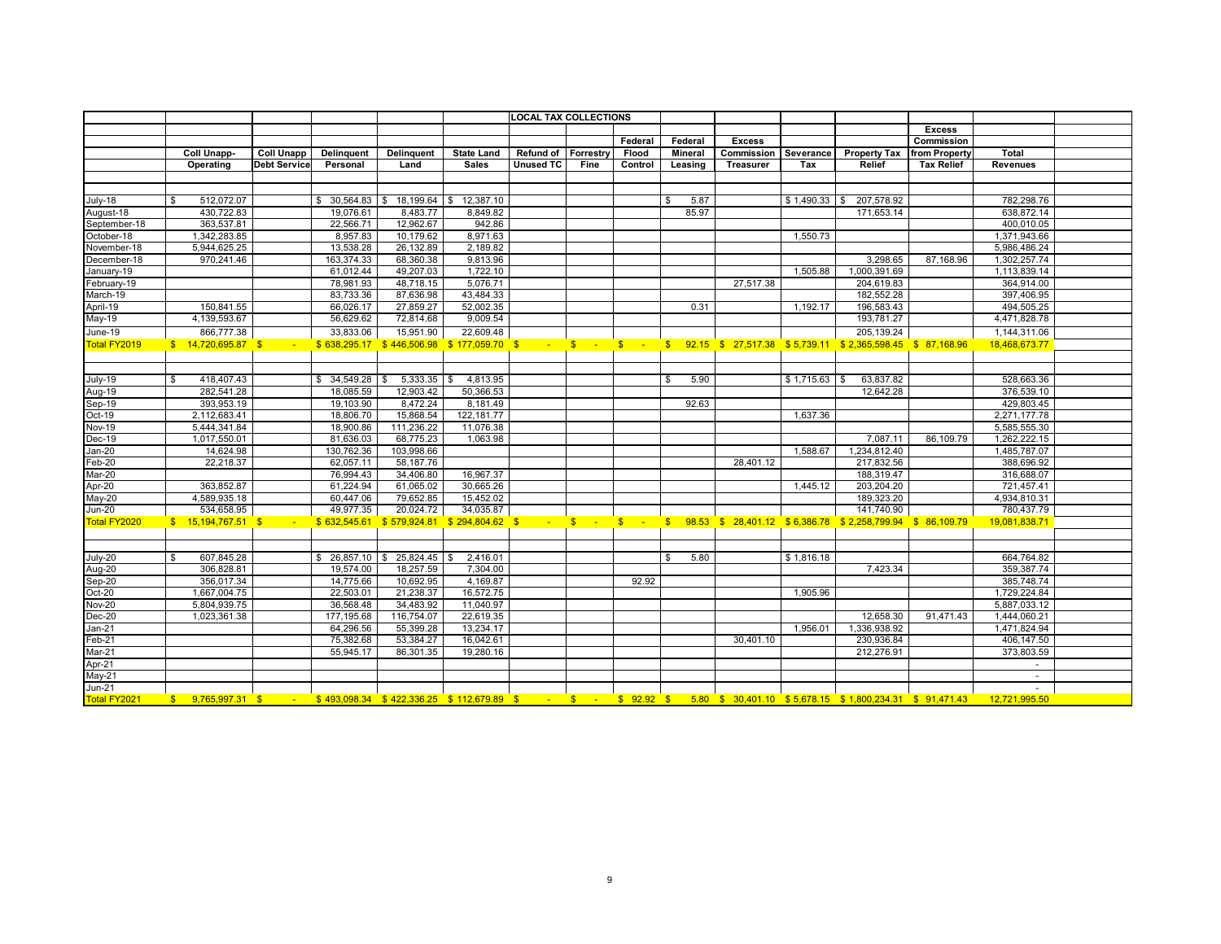| | | | | | | LOCAL TAX COLLECTIONS | | | | | | | | |
|---|---|---|---|---|---|---|---|---|---|---|---|---|---|---|
| | | | | | | | | | | | | | Excess | |
| | | | | | | | | Federal | Federal | Excess | | | Commission | |
| | Coll Unapp-Operating | Coll Unapp Debt Service | Delinquent Personal | Delinquent Land | State Land Sales | Refund of Unused TC | Forrestry Fine | Flood Control | Mineral Leasing | Commission Treasurer | Severance Tax | Property Tax Relief | from Property Tax Relief | Total Revenues |
| July-18 | $ 512,072.07 | | $ 30,564.83 | $ 18,199.64 | $ 12,387.10 | | | | $ 5.87 | | $ 1,490.33 | $ 207,578.92 | | 782,298.76 |
| August-18 | 430,722.83 | | 19,076.61 | 8,483.77 | 8,849.82 | | | | 85.97 | | | 171,653.14 | | 638,872.14 |
| September-18 | 363,537.81 | | 22,566.71 | 12,962.67 | 942.86 | | | | | | | | | 400,010.05 |
| October-18 | 1,342,283.85 | | 8,957.83 | 10,179.62 | 8,971.63 | | | | | | 1,550.73 | | | 1,371,943.66 |
| November-18 | 5,944,625.25 | | 13,538.28 | 26,132.89 | 2,189.82 | | | | | | | | | 5,986,486.24 |
| December-18 | 970,241.46 | | 163,374.33 | 68,360.38 | 9,813.96 | | | | | | | 3,298.65 | 87,168.96 | 1,302,257.74 |
| January-19 | | | 61,012.44 | 49,207.03 | 1,722.10 | | | | | | 1,505.88 | 1,000,391.69 | | 1,113,839.14 |
| February-19 | | | 78,981.93 | 48,718.15 | 5,076.71 | | | | | 27,517.38 | | 204,619.83 | | 364,914.00 |
| March-19 | | | 83,733.36 | 87,636.98 | 43,484.33 | | | | | | | 182,552.28 | | 397,406.95 |
| April-19 | 150,841.55 | | 66,026.17 | 27,859.27 | 52,002.35 | | | | 0.31 | | 1,192.17 | 196,583.43 | | 494,505.25 |
| May-19 | 4,139,593.67 | | 56,629.62 | 72,814.68 | 9,009.54 | | | | | | | 193,781.27 | | 4,471,828.78 |
| June-19 | 866,777.38 | | 33,833.06 | 15,951.90 | 22,609.48 | | | | | | | 205,139.24 | | 1,144,311.06 |
| Total FY2019 | $ 14,720,695.87 | $ - | $ 638,295.17 | $ 446,506.98 | $ 177,059.70 | $ - | $ - | $ - | $ 92.15 | $ 27,517.38 | $ 5,739.11 | $ 2,365,598.45 | $ 87,168.96 | 18,468,673.77 |
| | | | | | | | | | | | | | | |
| July-19 | $ 418,407.43 | | $ 34,549.28 | $ 5,333.35 | $ 4,813.95 | | | | $ 5.90 | | $ 1,715.63 | $ 63,837.82 | | 528,663.36 |
| Aug-19 | 282,541.28 | | 18,085.59 | 12,903.42 | 50,366.53 | | | | | | | 12,642.28 | | 376,539.10 |
| Sep-19 | 393,953.19 | | 19,103.90 | 8,472.24 | 8,181.49 | | | | 92.63 | | | | | 429,803.45 |
| Oct-19 | 2,112,683.41 | | 18,806.70 | 15,868.54 | 122,181.77 | | | | | | 1,637.36 | | | 2,271,177.78 |
| Nov-19 | 5,444,341.84 | | 18,900.86 | 111,236.22 | 11,076.38 | | | | | | | | | 5,585,555.30 |
| Dec-19 | 1,017,550.01 | | 81,636.03 | 68,775.23 | 1,063.98 | | | | | | | 7,087.11 | 86,109.79 | 1,262,222.15 |
| Jan-20 | 14,624.98 | | 130,762.36 | 103,998.66 | | | | | | | 1,588.67 | 1,234,812.40 | | 1,485,787.07 |
| Feb-20 | 22,218.37 | | 62,057.11 | 58,187.76 | | | | | | 28,401.12 | | 217,832.56 | | 388,696.92 |
| Mar-20 | | | 76,994.43 | 34,406.80 | 16,967.37 | | | | | | | 188,319.47 | | 316,688.07 |
| Apr-20 | 363,852.87 | | 61,224.94 | 61,065.02 | 30,665.26 | | | | | | 1,445.12 | 203,204.20 | | 721,457.41 |
| May-20 | 4,589,935.18 | | 60,447.06 | 79,652.85 | 15,452.02 | | | | | | | 189,323.20 | | 4,934,810.31 |
| Jun-20 | 534,658.95 | | 49,977.35 | 20,024.72 | 34,035.87 | | | | | | | 141,740.90 | | 780,437.79 |
| Total FY2020 | $ 15,194,767.51 | $ - | $ 632,545.61 | $ 579,924.81 | $ 294,804.62 | $ - | $ - | $ - | $ 98.53 | $ 28,401.12 | $ 6,386.78 | $ 2,258,799.94 | $ 86,109.79 | 19,081,838.71 |
| | | | | | | | | | | | | | | |
| July-20 | $ 607,845.28 | | $ 26,857.10 | $ 25,824.45 | $ 2,416.01 | | | | $ 5.80 | | $ 1,816.18 | | | 664,764.82 |
| Aug-20 | 306,828.81 | | 19,574.00 | 18,257.59 | 7,304.00 | | | | | | | 7,423.34 | | 359,387.74 |
| Sep-20 | 356,017.34 | | 14,775.66 | 10,692.95 | 4,169.87 | | | 92.92 | | | | | | 385,748.74 |
| Oct-20 | 1,667,004.75 | | 22,503.01 | 21,238.37 | 16,572.75 | | | | | | 1,905.96 | | | 1,729,224.84 |
| Nov-20 | 5,804,939.75 | | 36,568.48 | 34,483.92 | 11,040.97 | | | | | | | | | 5,887,033.12 |
| Dec-20 | 1,023,361.38 | | 177,195.68 | 116,754.07 | 22,619.35 | | | | | | | 12,658.30 | 91,471.43 | 1,444,060.21 |
| Jan-21 | | | 64,296.56 | 55,399.28 | 13,234.17 | | | | | | 1,956.01 | 1,336,938.92 | | 1,471,824.94 |
| Feb-21 | | | 75,382.68 | 53,384.27 | 16,042.61 | | | | | 30,401.10 | | 230,936.84 | | 406,147.50 |
| Mar-21 | | | 55,945.17 | 86,301.35 | 19,280.16 | | | | | | | 212,276.91 | | 373,803.59 |
| Apr-21 | | | | | | | | | | | | | | - |
| May-21 | | | | | | | | | | | | | | - |
| Jun-21 | | | | | | | | | | | | | | - |
| Total FY2021 | $ 9,765,997.31 | $ - | $ 493,098.34 | $ 422,336.25 | $ 112,679.89 | $ - | $ - | $ 92.92 | $ 5.80 | $ 30,401.10 | $ 5,678.15 | $ 1,800,234.31 | $ 91,471.43 | 12,721,995.50 |